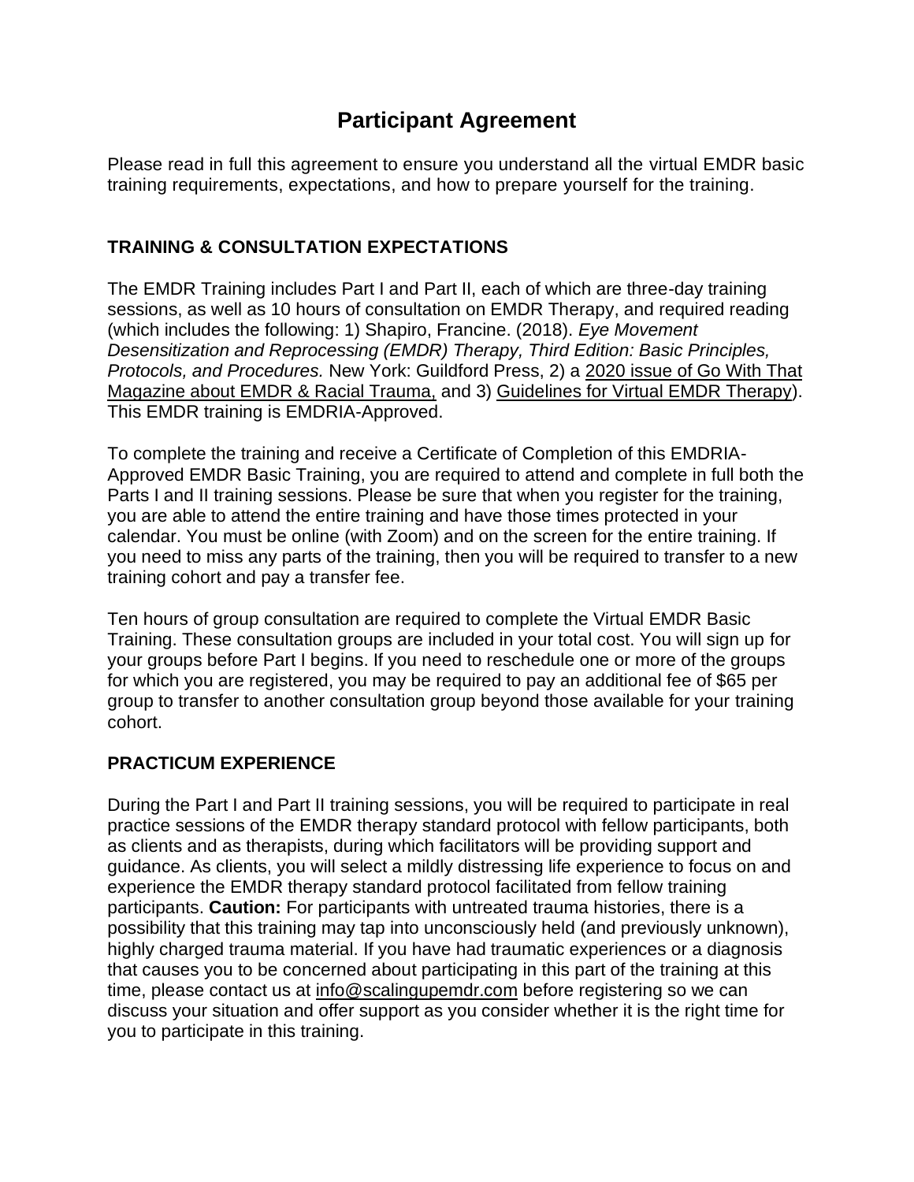# Participant Agreement

Please read in full this agreement to ensure you understand all the virtual EMDR basic training requirements, expectations, and how to prepare yourself for the training.

## TRAINING & CONSULTATION EXPECTATIONS

The EMDR Training includes Part I and Part II, each of which are three-day training sessions, as well as 10 hours of consultation on EMDR Therapy, and required reading (which includes the following: 1) Shapiro, Francine. (2018). *Eye Movement Desensitization and Reprocessing (EMDR) Therapy, Third Edition: Basic Principles, Protocols, and Procedures.* New York: Guildford Press, 2) a 2020 issue of Go With That Magazine about EMDR & Racial Trauma, and 3) Guidelines for Virtual EMDR Therapy). This EMDR training is EMDRIA-Approved.

To complete the training and receive a Certificate of Completion of this EMDRIA-Approved EMDR Basic Training, you are required to attend and complete in full both the Parts I and II training sessions. Please be sure that when you register for the training, you are able to attend the entire training and have those times protected in your calendar. You must be online (with Zoom) and on the screen for the entire training. If you need to miss any parts of the training, then you will be required to transfer to a new training cohort and pay a transfer fee.

Ten hours of group consultation are required to complete the Virtual EMDR Basic Training. These consultation groups are included in your total cost. You will sign up for your groups before Part I begins. If you need to reschedule one or more of the groups for which you are registered, you may be required to pay an additional fee of $65 per group to transfer to another consultation group beyond those available for your training cohort.

## PRACTICUM EXPERIENCE

During the Part I and Part II training sessions, you will be required to participate in real practice sessions of the EMDR therapy standard protocol with fellow participants, both as clients and as therapists, during which facilitators will be providing support and guidance. As clients, you will select a mildly distressing life experience to focus on and experience the EMDR therapy standard protocol facilitated from fellow training participants. **Caution:** For participants with untreated trauma histories, there is a possibility that this training may tap into unconsciously held (and previously unknown), highly charged trauma material. If you have had traumatic experiences or a diagnosis that causes you to be concerned about participating in this part of the training at this time, please contact us at info@scalingupemdr.com before registering so we can discuss your situation and offer support as you consider whether it is the right time for you to participate in this training.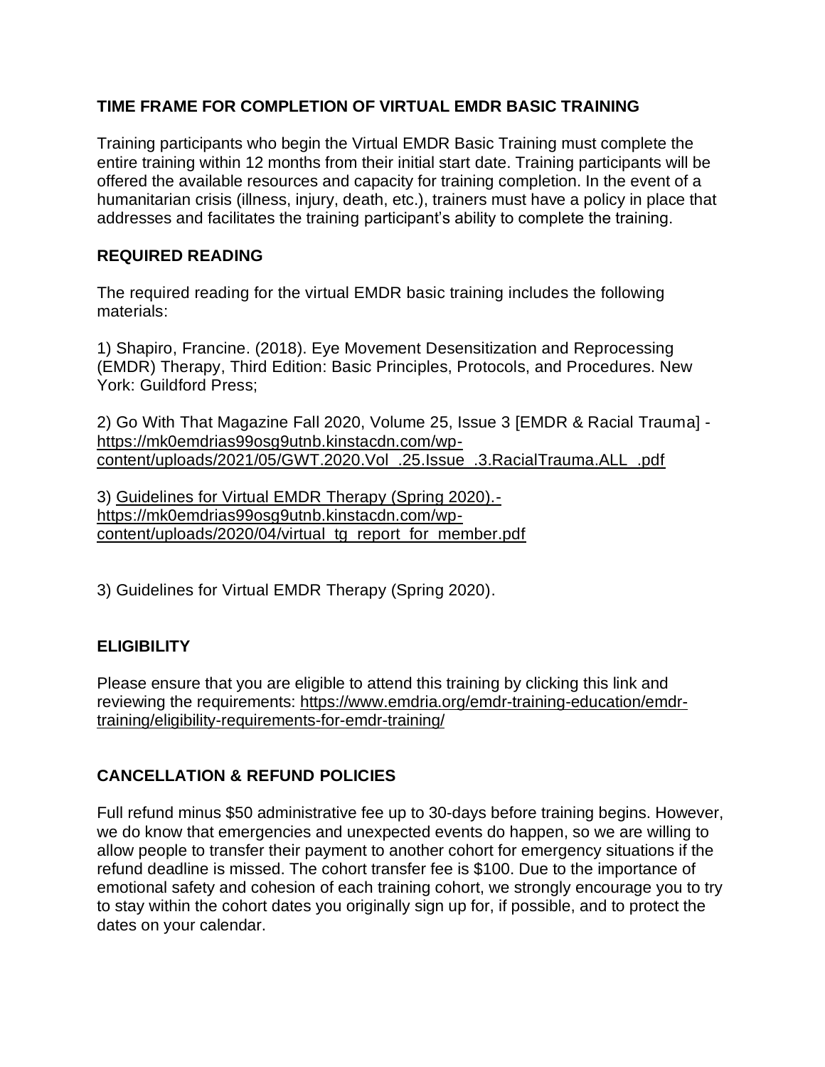## TIME FRAME FOR COMPLETION OF VIRTUAL EMDR BASIC TRAINING

Training participants who begin the Virtual EMDR Basic Training must complete the entire training within 12 months from their initial start date. Training participants will be offered the available resources and capacity for training completion. In the event of a humanitarian crisis (illness, injury, death, etc.), trainers must have a policy in place that addresses and facilitates the training participant's ability to complete the training.

## REQUIRED READING

The required reading for the virtual EMDR basic training includes the following materials:

1) Shapiro, Francine. (2018). Eye Movement Desensitization and Reprocessing (EMDR) Therapy, Third Edition: Basic Principles, Protocols, and Procedures. New York: Guildford Press;

2) Go With That Magazine Fall 2020, Volume 25, Issue 3 [EMDR & Racial Trauma] - https://mk0emdrias99osg9utnb.kinstacdn.com/wp-content/uploads/2021/05/GWT.2020.Vol_.25.Issue_.3.RacialTrauma.ALL_.pdf

3) Guidelines for Virtual EMDR Therapy (Spring 2020).- https://mk0emdrias99osg9utnb.kinstacdn.com/wp-content/uploads/2020/04/virtual_tg_report_for_member.pdf

3) Guidelines for Virtual EMDR Therapy (Spring 2020).

## ELIGIBILITY

Please ensure that you are eligible to attend this training by clicking this link and reviewing the requirements: https://www.emdria.org/emdr-training-education/emdr-training/eligibility-requirements-for-emdr-training/

## CANCELLATION & REFUND POLICIES

Full refund minus $50 administrative fee up to 30-days before training begins. However, we do know that emergencies and unexpected events do happen, so we are willing to allow people to transfer their payment to another cohort for emergency situations if the refund deadline is missed. The cohort transfer fee is $100. Due to the importance of emotional safety and cohesion of each training cohort, we strongly encourage you to try to stay within the cohort dates you originally sign up for, if possible, and to protect the dates on your calendar.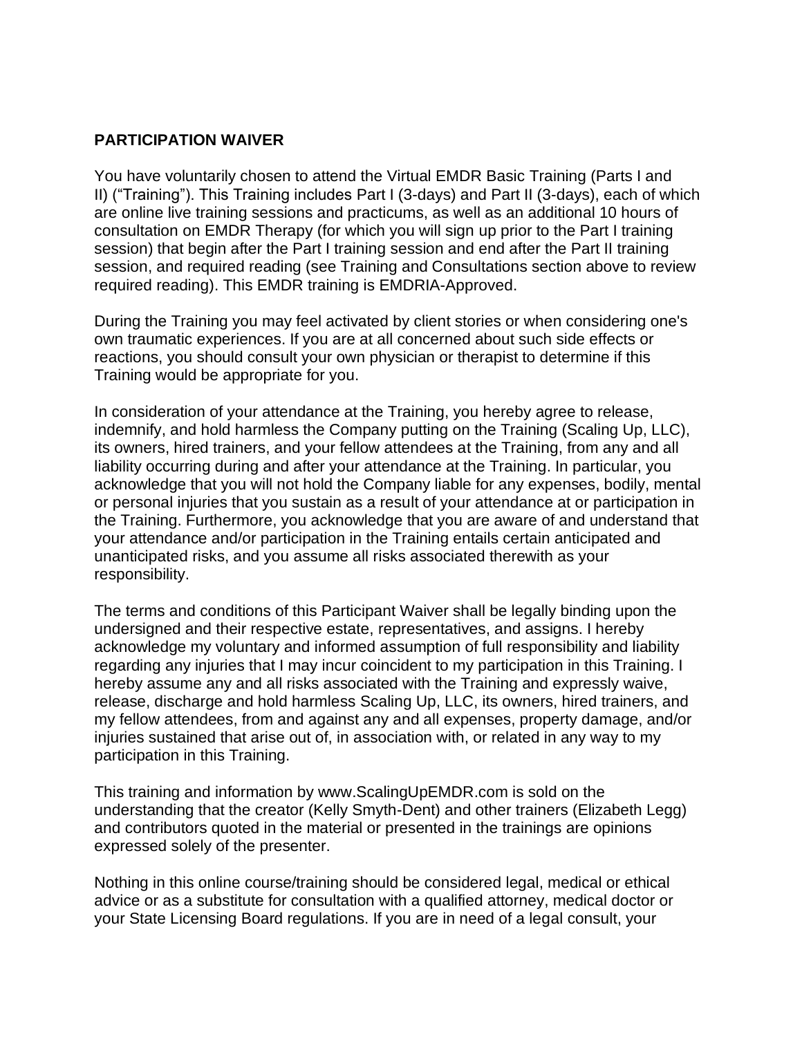**PARTICIPATION WAIVER**

You have voluntarily chosen to attend the Virtual EMDR Basic Training (Parts I and II) ("Training"). This Training includes Part I (3-days) and Part II (3-days), each of which are online live training sessions and practicums, as well as an additional 10 hours of consultation on EMDR Therapy (for which you will sign up prior to the Part I training session) that begin after the Part I training session and end after the Part II training session, and required reading (see Training and Consultations section above to review required reading). This EMDR training is EMDRIA-Approved.

During the Training you may feel activated by client stories or when considering one's own traumatic experiences. If you are at all concerned about such side effects or reactions, you should consult your own physician or therapist to determine if this Training would be appropriate for you.

In consideration of your attendance at the Training, you hereby agree to release, indemnify, and hold harmless the Company putting on the Training (Scaling Up, LLC), its owners, hired trainers, and your fellow attendees at the Training, from any and all liability occurring during and after your attendance at the Training. In particular, you acknowledge that you will not hold the Company liable for any expenses, bodily, mental or personal injuries that you sustain as a result of your attendance at or participation in the Training. Furthermore, you acknowledge that you are aware of and understand that your attendance and/or participation in the Training entails certain anticipated and unanticipated risks, and you assume all risks associated therewith as your responsibility.

The terms and conditions of this Participant Waiver shall be legally binding upon the undersigned and their respective estate, representatives, and assigns. I hereby acknowledge my voluntary and informed assumption of full responsibility and liability regarding any injuries that I may incur coincident to my participation in this Training. I hereby assume any and all risks associated with the Training and expressly waive, release, discharge and hold harmless Scaling Up, LLC, its owners, hired trainers, and my fellow attendees, from and against any and all expenses, property damage, and/or injuries sustained that arise out of, in association with, or related in any way to my participation in this Training.

This training and information by www.ScalingUpEMDR.com is sold on the understanding that the creator (Kelly Smyth-Dent) and other trainers (Elizabeth Legg) and contributors quoted in the material or presented in the trainings are opinions expressed solely of the presenter.

Nothing in this online course/training should be considered legal, medical or ethical advice or as a substitute for consultation with a qualified attorney, medical doctor or your State Licensing Board regulations. If you are in need of a legal consult, your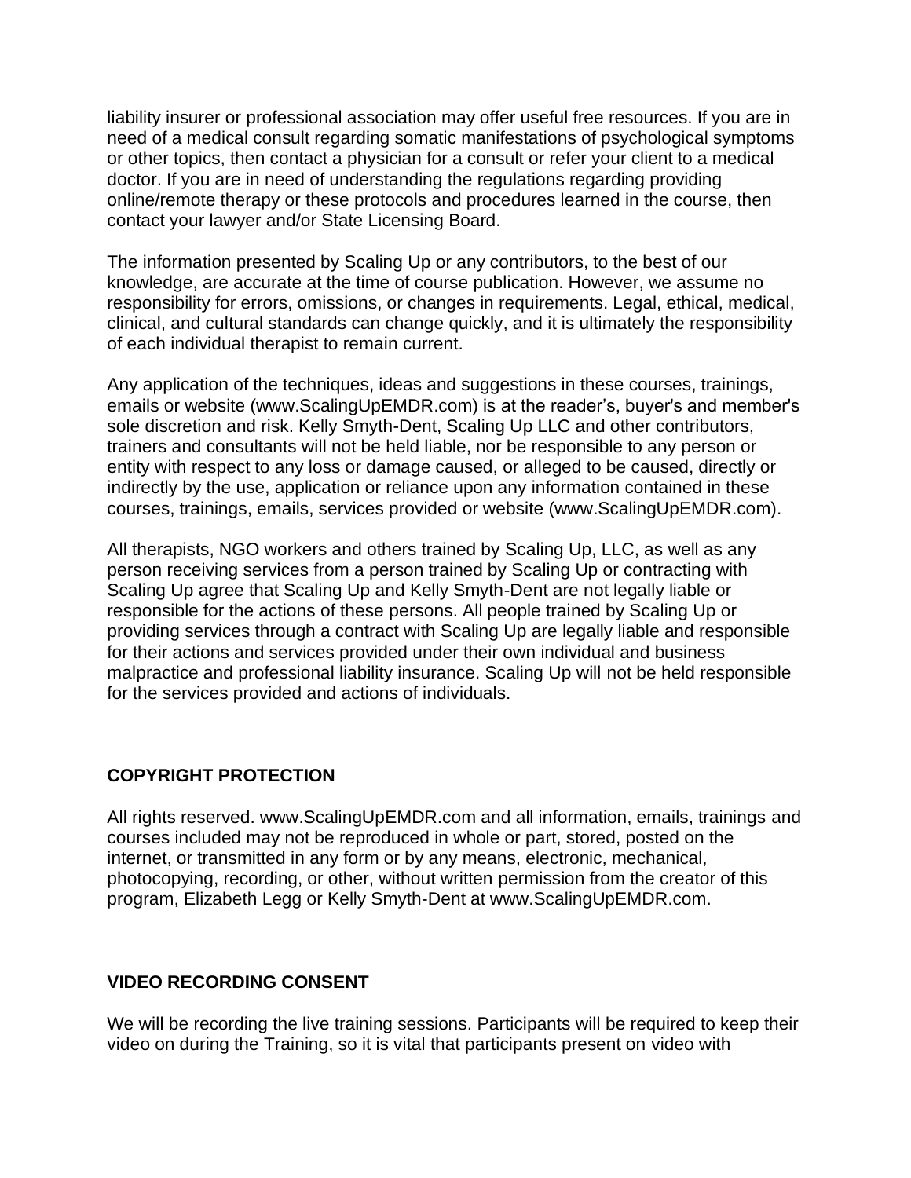liability insurer or professional association may offer useful free resources. If you are in need of a medical consult regarding somatic manifestations of psychological symptoms or other topics, then contact a physician for a consult or refer your client to a medical doctor. If you are in need of understanding the regulations regarding providing online/remote therapy or these protocols and procedures learned in the course, then contact your lawyer and/or State Licensing Board.

The information presented by Scaling Up or any contributors, to the best of our knowledge, are accurate at the time of course publication. However, we assume no responsibility for errors, omissions, or changes in requirements. Legal, ethical, medical, clinical, and cultural standards can change quickly, and it is ultimately the responsibility of each individual therapist to remain current.

Any application of the techniques, ideas and suggestions in these courses, trainings, emails or website (www.ScalingUpEMDR.com) is at the reader's, buyer's and member's sole discretion and risk. Kelly Smyth-Dent, Scaling Up LLC and other contributors, trainers and consultants will not be held liable, nor be responsible to any person or entity with respect to any loss or damage caused, or alleged to be caused, directly or indirectly by the use, application or reliance upon any information contained in these courses, trainings, emails, services provided or website (www.ScalingUpEMDR.com).

All therapists, NGO workers and others trained by Scaling Up, LLC, as well as any person receiving services from a person trained by Scaling Up or contracting with Scaling Up agree that Scaling Up and Kelly Smyth-Dent are not legally liable or responsible for the actions of these persons. All people trained by Scaling Up or providing services through a contract with Scaling Up are legally liable and responsible for their actions and services provided under their own individual and business malpractice and professional liability insurance. Scaling Up will not be held responsible for the services provided and actions of individuals.

## COPYRIGHT PROTECTION

All rights reserved. www.ScalingUpEMDR.com and all information, emails, trainings and courses included may not be reproduced in whole or part, stored, posted on the internet, or transmitted in any form or by any means, electronic, mechanical, photocopying, recording, or other, without written permission from the creator of this program, Elizabeth Legg or Kelly Smyth-Dent at www.ScalingUpEMDR.com.

## VIDEO RECORDING CONSENT

We will be recording the live training sessions. Participants will be required to keep their video on during the Training, so it is vital that participants present on video with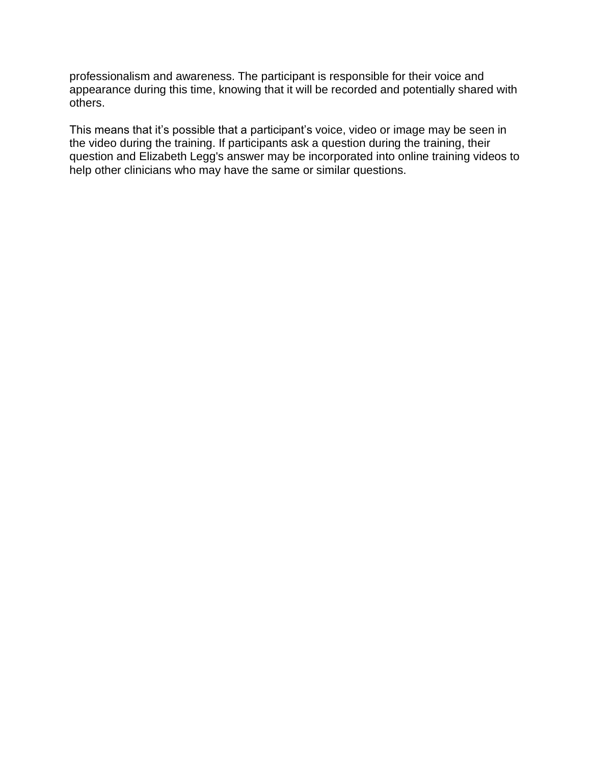professionalism and awareness. The participant is responsible for their voice and appearance during this time, knowing that it will be recorded and potentially shared with others.

This means that it’s possible that a participant’s voice, video or image may be seen in the video during the training. If participants ask a question during the training, their question and Elizabeth Legg's answer may be incorporated into online training videos to help other clinicians who may have the same or similar questions.